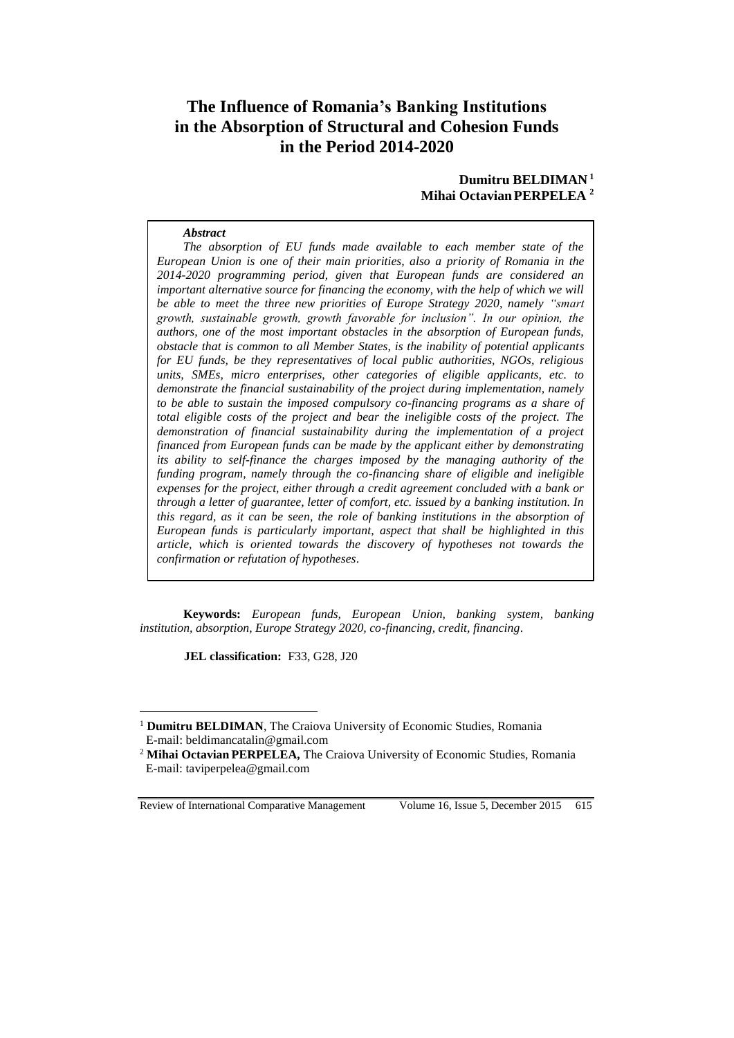# The Influence of Romania's Banking Institutions in the Absorption of Structural and Cohesion Funds in the Period 2014-2020

**Dumitru BELDIMAN** [1]
**Mihai Octavian PERPELEA** [2]

***Abstract***

*The absorption of EU funds made available to each member state of the European Union is one of their main priorities, also a priority of Romania in the 2014-2020 programming period, given that European funds are considered an important alternative source for financing the economy, with the help of which we will be able to meet the three new priorities of Europe Strategy 2020, namely "smart growth, sustainable growth, growth favorable for inclusion". In our opinion, the authors, one of the most important obstacles in the absorption of European funds, obstacle that is common to all Member States, is the inability of potential applicants for EU funds, be they representatives of local public authorities, NGOs, religious units, SMEs, micro enterprises, other categories of eligible applicants, etc. to demonstrate the financial sustainability of the project during implementation, namely to be able to sustain the imposed compulsory co-financing programs as a share of total eligible costs of the project and bear the ineligible costs of the project. The demonstration of financial sustainability during the implementation of a project financed from European funds can be made by the applicant either by demonstrating its ability to self-finance the charges imposed by the managing authority of the funding program, namely through the co-financing share of eligible and ineligible expenses for the project, either through a credit agreement concluded with a bank or through a letter of guarantee, letter of comfort, etc. issued by a banking institution. In this regard, as it can be seen, the role of banking institutions in the absorption of European funds is particularly important, aspect that shall be highlighted in this article, which is oriented towards the discovery of hypotheses not towards the confirmation or refutation of hypotheses.*

**Keywords:** *European funds, European Union, banking system, banking institution, absorption, Europe Strategy 2020, co-financing, credit, financing.*

**JEL classification:** F33, G28, J20

---

[1] **Dumitru BELDIMAN**, The Craiova University of Economic Studies, Romania
E-mail: beldimancatalin@gmail.com

[2] **Mihai Octavian PERPELEA,** The Craiova University of Economic Studies, Romania
E-mail: taviperpelea@gmail.com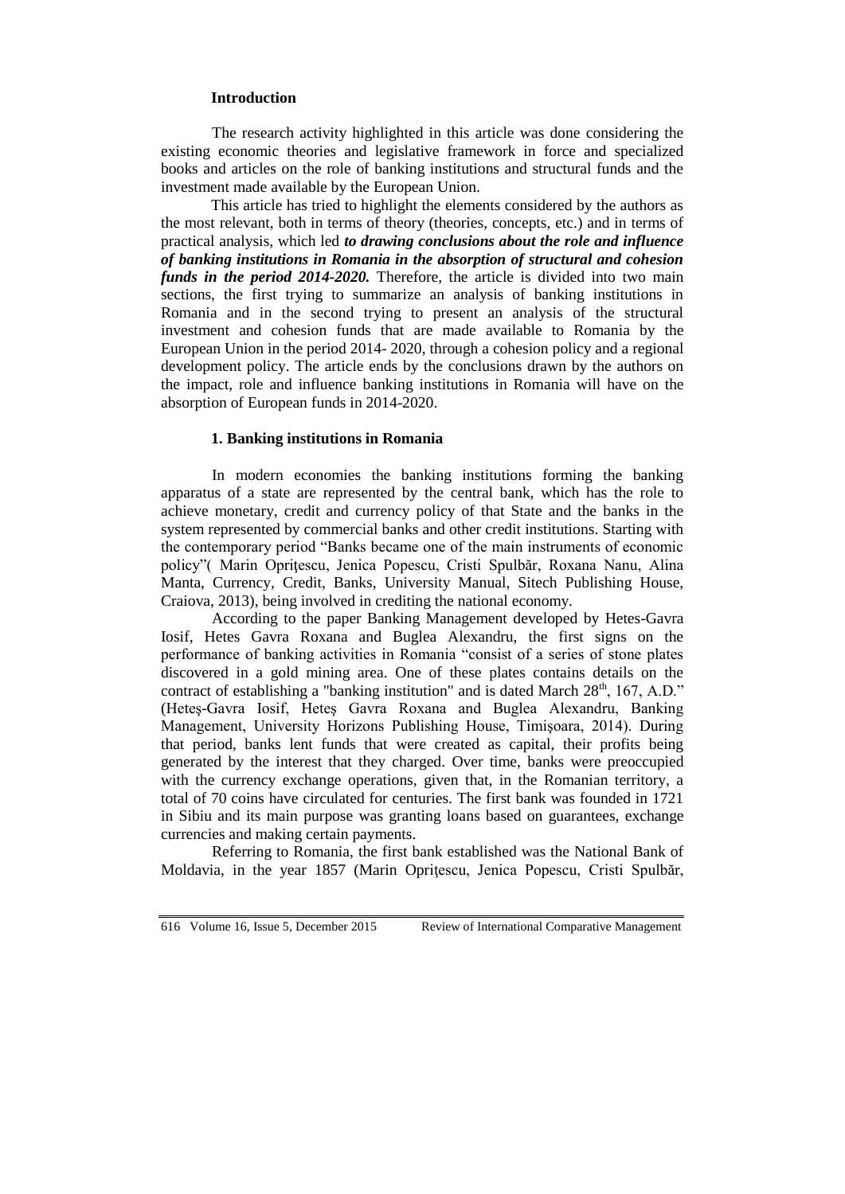## Introduction

The research activity highlighted in this article was done considering the existing economic theories and legislative framework in force and specialized books and articles on the role of banking institutions and structural funds and the investment made available by the European Union.

This article has tried to highlight the elements considered by the authors as the most relevant, both in terms of theory (theories, concepts, etc.) and in terms of practical analysis, which led ***to drawing conclusions about the role and influence of banking institutions in Romania in the absorption of structural and cohesion funds in the period 2014-2020.*** Therefore, the article is divided into two main sections, the first trying to summarize an analysis of banking institutions in Romania and in the second trying to present an analysis of the structural investment and cohesion funds that are made available to Romania by the European Union in the period 2014- 2020, through a cohesion policy and a regional development policy. The article ends by the conclusions drawn by the authors on the impact, role and influence banking institutions in Romania will have on the absorption of European funds in 2014-2020.

## 1. Banking institutions in Romania

In modern economies the banking institutions forming the banking apparatus of a state are represented by the central bank, which has the role to achieve monetary, credit and currency policy of that State and the banks in the system represented by commercial banks and other credit institutions. Starting with the contemporary period "Banks became one of the main instruments of economic policy"( Marin Opriţescu, Jenica Popescu, Cristi Spulbăr, Roxana Nanu, Alina Manta, Currency, Credit, Banks, University Manual, Sitech Publishing House, Craiova, 2013), being involved in crediting the national economy.

According to the paper Banking Management developed by Hetes-Gavra Iosif, Hetes Gavra Roxana and Buglea Alexandru, the first signs on the performance of banking activities in Romania "consist of a series of stone plates discovered in a gold mining area. One of these plates contains details on the contract of establishing a "banking institution" and is dated March 28th, 167, A.D." (Heteş-Gavra Iosif, Heteş Gavra Roxana and Buglea Alexandru, Banking Management, University Horizons Publishing House, Timişoara, 2014). During that period, banks lent funds that were created as capital, their profits being generated by the interest that they charged. Over time, banks were preoccupied with the currency exchange operations, given that, in the Romanian territory, a total of 70 coins have circulated for centuries. The first bank was founded in 1721 in Sibiu and its main purpose was granting loans based on guarantees, exchange currencies and making certain payments.

Referring to Romania, the first bank established was the National Bank of Moldavia, in the year 1857 (Marin Opriţescu, Jenica Popescu, Cristi Spulbăr,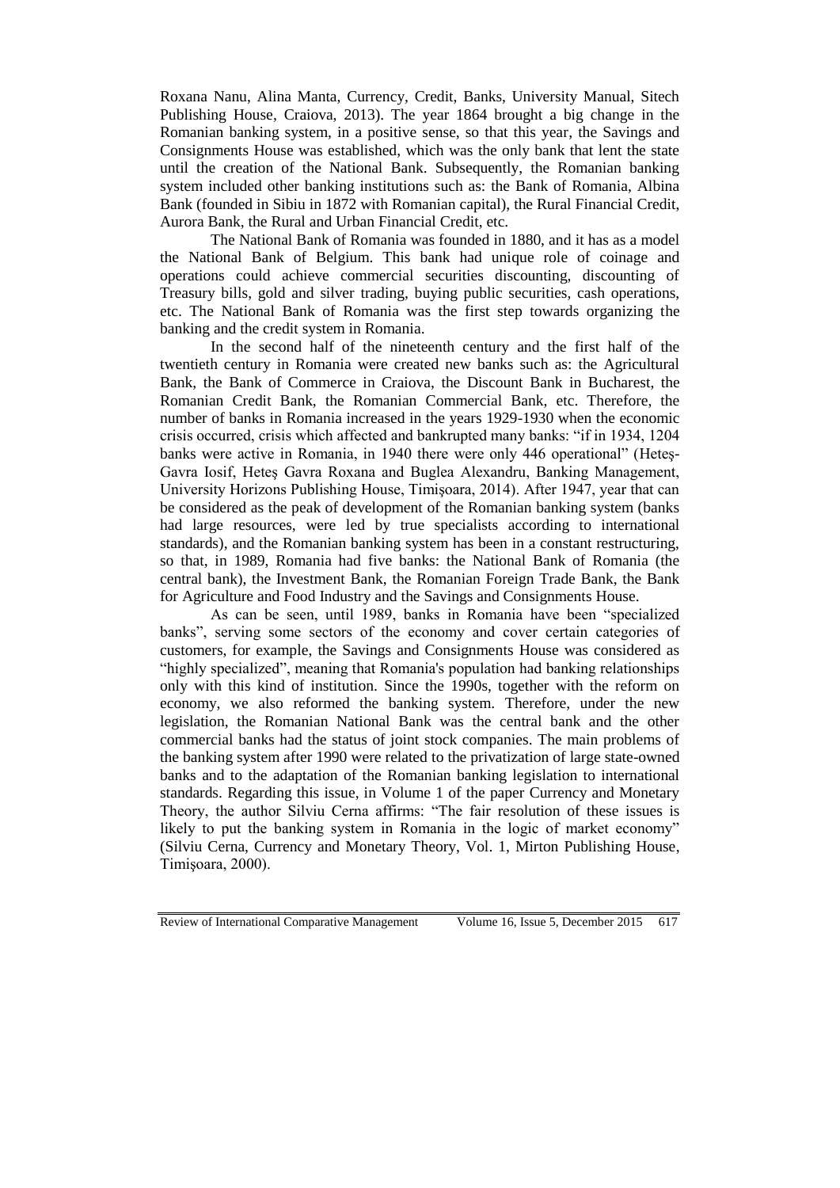Roxana Nanu, Alina Manta, Currency, Credit, Banks, University Manual, Sitech Publishing House, Craiova, 2013). The year 1864 brought a big change in the Romanian banking system, in a positive sense, so that this year, the Savings and Consignments House was established, which was the only bank that lent the state until the creation of the National Bank. Subsequently, the Romanian banking system included other banking institutions such as: the Bank of Romania, Albina Bank (founded in Sibiu in 1872 with Romanian capital), the Rural Financial Credit, Aurora Bank, the Rural and Urban Financial Credit, etc.

The National Bank of Romania was founded in 1880, and it has as a model the National Bank of Belgium. This bank had unique role of coinage and operations could achieve commercial securities discounting, discounting of Treasury bills, gold and silver trading, buying public securities, cash operations, etc. The National Bank of Romania was the first step towards organizing the banking and the credit system in Romania.

In the second half of the nineteenth century and the first half of the twentieth century in Romania were created new banks such as: the Agricultural Bank, the Bank of Commerce in Craiova, the Discount Bank in Bucharest, the Romanian Credit Bank, the Romanian Commercial Bank, etc. Therefore, the number of banks in Romania increased in the years 1929-1930 when the economic crisis occurred, crisis which affected and bankrupted many banks: "if in 1934, 1204 banks were active in Romania, in 1940 there were only 446 operational" (Heteş-Gavra Iosif, Heteş Gavra Roxana and Buglea Alexandru, Banking Management, University Horizons Publishing House, Timişoara, 2014). After 1947, year that can be considered as the peak of development of the Romanian banking system (banks had large resources, were led by true specialists according to international standards), and the Romanian banking system has been in a constant restructuring, so that, in 1989, Romania had five banks: the National Bank of Romania (the central bank), the Investment Bank, the Romanian Foreign Trade Bank, the Bank for Agriculture and Food Industry and the Savings and Consignments House.

As can be seen, until 1989, banks in Romania have been "specialized banks", serving some sectors of the economy and cover certain categories of customers, for example, the Savings and Consignments House was considered as "highly specialized", meaning that Romania's population had banking relationships only with this kind of institution. Since the 1990s, together with the reform on economy, we also reformed the banking system. Therefore, under the new legislation, the Romanian National Bank was the central bank and the other commercial banks had the status of joint stock companies. The main problems of the banking system after 1990 were related to the privatization of large state-owned banks and to the adaptation of the Romanian banking legislation to international standards. Regarding this issue, in Volume 1 of the paper Currency and Monetary Theory, the author Silviu Cerna affirms: "The fair resolution of these issues is likely to put the banking system in Romania in the logic of market economy" (Silviu Cerna, Currency and Monetary Theory, Vol. 1, Mirton Publishing House, Timişoara, 2000).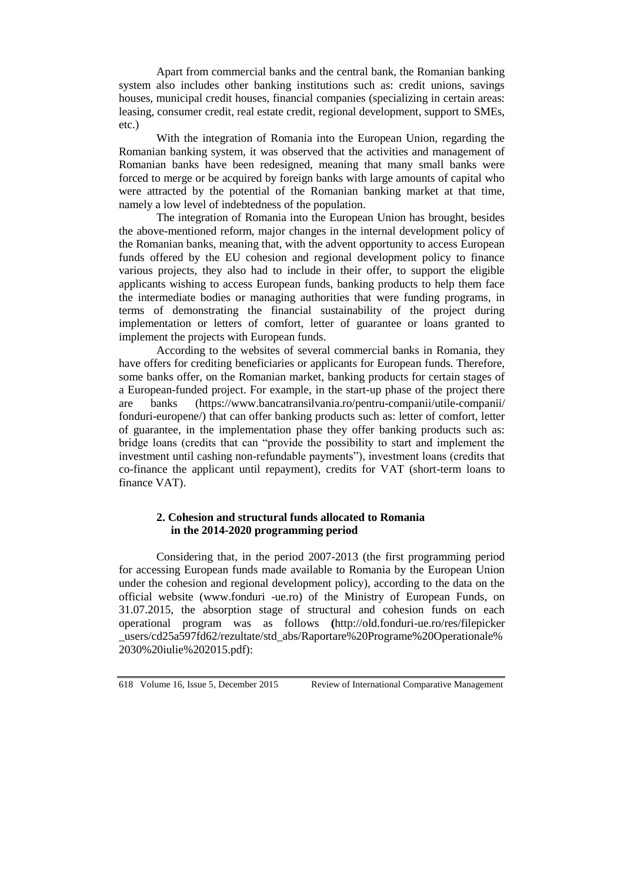Apart from commercial banks and the central bank, the Romanian banking system also includes other banking institutions such as: credit unions, savings houses, municipal credit houses, financial companies (specializing in certain areas: leasing, consumer credit, real estate credit, regional development, support to SMEs, etc.)

With the integration of Romania into the European Union, regarding the Romanian banking system, it was observed that the activities and management of Romanian banks have been redesigned, meaning that many small banks were forced to merge or be acquired by foreign banks with large amounts of capital who were attracted by the potential of the Romanian banking market at that time, namely a low level of indebtedness of the population.

The integration of Romania into the European Union has brought, besides the above-mentioned reform, major changes in the internal development policy of the Romanian banks, meaning that, with the advent opportunity to access European funds offered by the EU cohesion and regional development policy to finance various projects, they also had to include in their offer, to support the eligible applicants wishing to access European funds, banking products to help them face the intermediate bodies or managing authorities that were funding programs, in terms of demonstrating the financial sustainability of the project during implementation or letters of comfort, letter of guarantee or loans granted to implement the projects with European funds.

According to the websites of several commercial banks in Romania, they have offers for crediting beneficiaries or applicants for European funds. Therefore, some banks offer, on the Romanian market, banking products for certain stages of a European-funded project. For example, in the start-up phase of the project there are banks (https://www.bancatransilvania.ro/pentru-companii/utile-companii/fonduri-europene/) that can offer banking products such as: letter of comfort, letter of guarantee, in the implementation phase they offer banking products such as: bridge loans (credits that can "provide the possibility to start and implement the investment until cashing non-refundable payments"), investment loans (credits that co-finance the applicant until repayment), credits for VAT (short-term loans to finance VAT).

## 2. Cohesion and structural funds allocated to Romania in the 2014-2020 programming period

Considering that, in the period 2007-2013 (the first programming period for accessing European funds made available to Romania by the European Union under the cohesion and regional development policy), according to the data on the official website (www.fonduri -ue.ro) of the Ministry of European Funds, on 31.07.2015, the absorption stage of structural and cohesion funds on each operational program was as follows **(**http://old.fonduri-ue.ro/res/filepicker_users/cd25a597fd62/rezultate/std_abs/Raportare%20Programe%20Operationale%2030%20iulie%202015.pdf):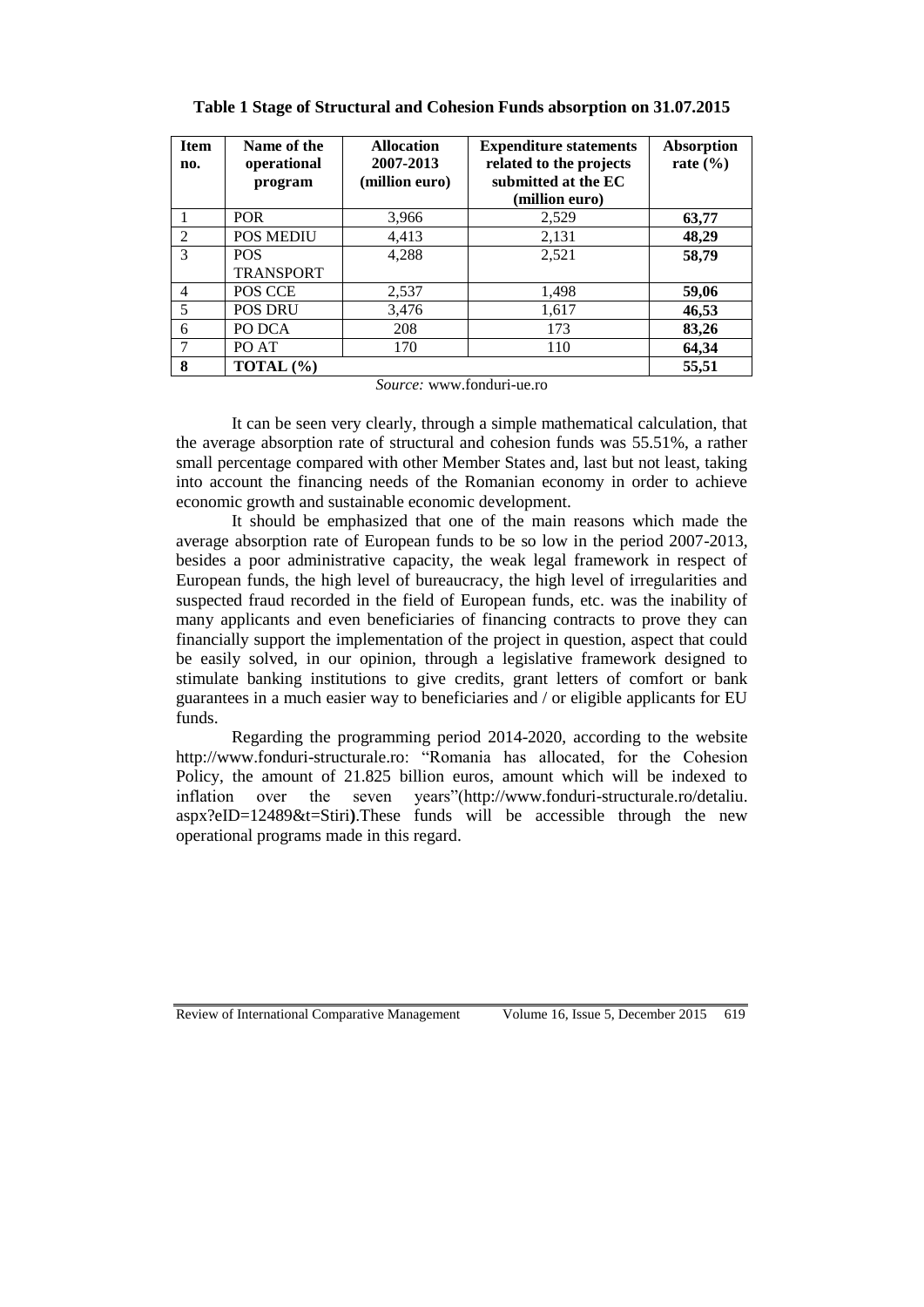**Table 1 Stage of Structural and Cohesion Funds absorption on 31.07.2015**

| Item no. | Name of the operational program | Allocation 2007-2013 (million euro) | Expenditure statements related to the projects submitted at the EC (million euro) | Absorption rate (%) |
|---|---|---|---|---|
| 1 | POR | 3,966 | 2,529 | **63,77** |
| 2 | POS MEDIU | 4,413 | 2,131 | **48,29** |
| 3 | POS TRANSPORT | 4,288 | 2,521 | **58,79** |
| 4 | POS CCE | 2,537 | 1,498 | **59,06** |
| 5 | POS DRU | 3,476 | 1,617 | **46,53** |
| 6 | PO DCA | 208 | 173 | **83,26** |
| 7 | PO AT | 170 | 110 | **64,34** |
| **8** | **TOTAL (%)** | | | **55,51** |

*Source:* www.fonduri-ue.ro

It can be seen very clearly, through a simple mathematical calculation, that the average absorption rate of structural and cohesion funds was 55.51%, a rather small percentage compared with other Member States and, last but not least, taking into account the financing needs of the Romanian economy in order to achieve economic growth and sustainable economic development.

It should be emphasized that one of the main reasons which made the average absorption rate of European funds to be so low in the period 2007-2013, besides a poor administrative capacity, the weak legal framework in respect of European funds, the high level of bureaucracy, the high level of irregularities and suspected fraud recorded in the field of European funds, etc. was the inability of many applicants and even beneficiaries of financing contracts to prove they can financially support the implementation of the project in question, aspect that could be easily solved, in our opinion, through a legislative framework designed to stimulate banking institutions to give credits, grant letters of comfort or bank guarantees in a much easier way to beneficiaries and / or eligible applicants for EU funds.

Regarding the programming period 2014-2020, according to the website http://www.fonduri-structurale.ro: "Romania has allocated, for the Cohesion Policy, the amount of 21.825 billion euros, amount which will be indexed to inflation over the seven years"(http://www.fonduri-structurale.ro/detaliu.aspx?eID=12489&t=Stiri**)**.These funds will be accessible through the new operational programs made in this regard.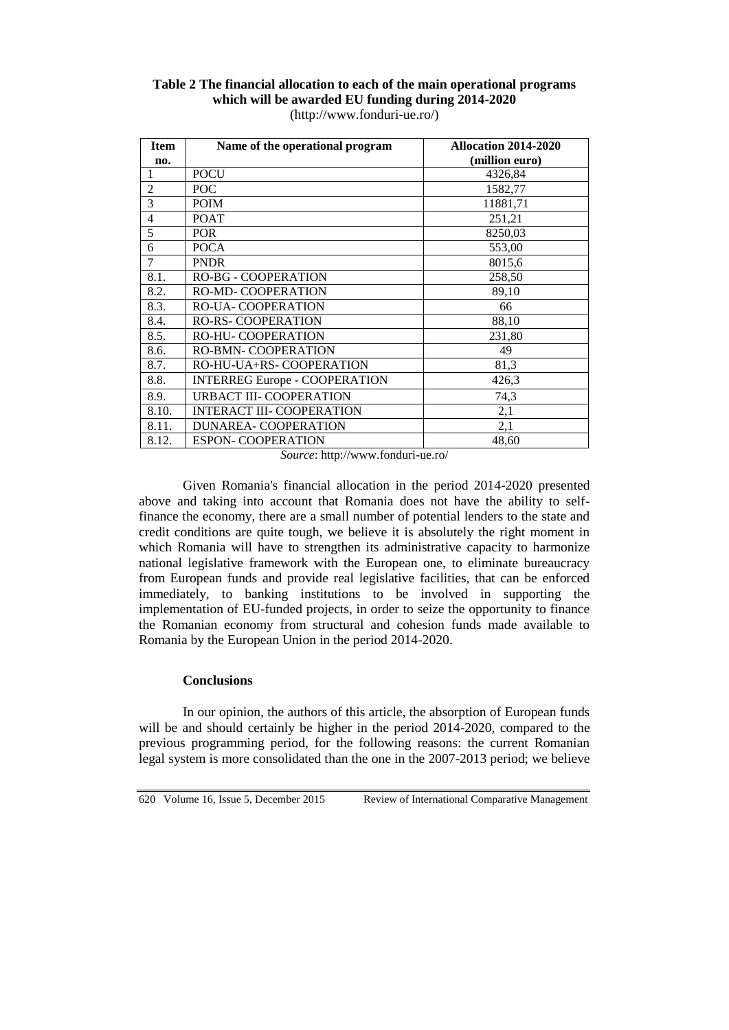**Table 2 The financial allocation to each of the main operational programs which will be awarded EU funding during 2014-2020**
(http://www.fonduri-ue.ro/)

| Item no. | Name of the operational program | Allocation 2014-2020 (million euro) |
|---|---|---|
| 1 | POCU | 4326,84 |
| 2 | POC | 1582,77 |
| 3 | POIM | 11881,71 |
| 4 | POAT | 251,21 |
| 5 | POR | 8250,03 |
| 6 | POCA | 553,00 |
| 7 | PNDR | 8015,6 |
| 8.1. | RO-BG - COOPERATION | 258,50 |
| 8.2. | RO-MD- COOPERATION | 89,10 |
| 8.3. | RO-UA- COOPERATION | 66 |
| 8.4. | RO-RS- COOPERATION | 88,10 |
| 8.5. | RO-HU- COOPERATION | 231,80 |
| 8.6. | RO-BMN- COOPERATION | 49 |
| 8.7. | RO-HU-UA+RS- COOPERATION | 81,3 |
| 8.8. | INTERREG Europe - COOPERATION | 426,3 |
| 8.9. | URBACT III- COOPERATION | 74,3 |
| 8.10. | INTERACT III- COOPERATION | 2,1 |
| 8.11. | DUNAREA- COOPERATION | 2,1 |
| 8.12. | ESPON- COOPERATION | 48,60 |

*Source*: http://www.fonduri-ue.ro/

Given Romania's financial allocation in the period 2014-2020 presented above and taking into account that Romania does not have the ability to self-finance the economy, there are a small number of potential lenders to the state and credit conditions are quite tough, we believe it is absolutely the right moment in which Romania will have to strengthen its administrative capacity to harmonize national legislative framework with the European one, to eliminate bureaucracy from European funds and provide real legislative facilities, that can be enforced immediately, to banking institutions to be involved in supporting the implementation of EU-funded projects, in order to seize the opportunity to finance the Romanian economy from structural and cohesion funds made available to Romania by the European Union in the period 2014-2020.

## Conclusions

In our opinion, the authors of this article, the absorption of European funds will be and should certainly be higher in the period 2014-2020, compared to the previous programming period, for the following reasons: the current Romanian legal system is more consolidated than the one in the 2007-2013 period; we believe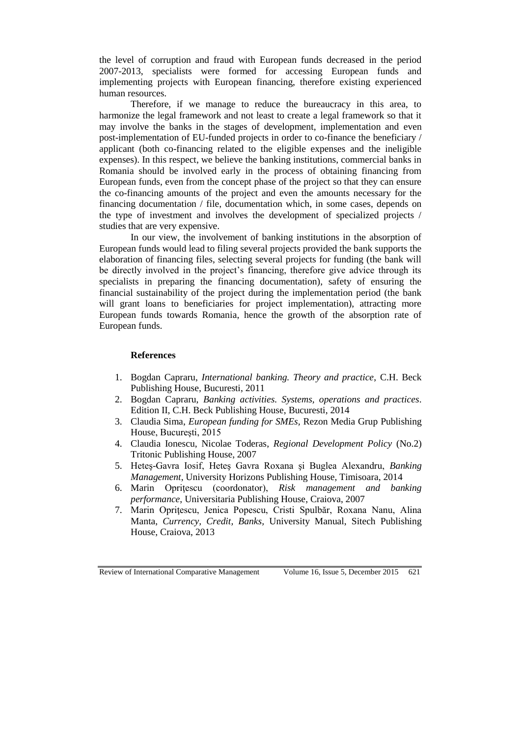the level of corruption and fraud with European funds decreased in the period 2007-2013, specialists were formed for accessing European funds and implementing projects with European financing, therefore existing experienced human resources.

Therefore, if we manage to reduce the bureaucracy in this area, to harmonize the legal framework and not least to create a legal framework so that it may involve the banks in the stages of development, implementation and even post-implementation of EU-funded projects in order to co-finance the beneficiary / applicant (both co-financing related to the eligible expenses and the ineligible expenses). In this respect, we believe the banking institutions, commercial banks in Romania should be involved early in the process of obtaining financing from European funds, even from the concept phase of the project so that they can ensure the co-financing amounts of the project and even the amounts necessary for the financing documentation / file, documentation which, in some cases, depends on the type of investment and involves the development of specialized projects / studies that are very expensive.

In our view, the involvement of banking institutions in the absorption of European funds would lead to filing several projects provided the bank supports the elaboration of financing files, selecting several projects for funding (the bank will be directly involved in the project's financing, therefore give advice through its specialists in preparing the financing documentation), safety of ensuring the financial sustainability of the project during the implementation period (the bank will grant loans to beneficiaries for project implementation), attracting more European funds towards Romania, hence the growth of the absorption rate of European funds.

**References**

1. Bogdan Capraru, *International banking. Theory and practice*, C.H. Beck Publishing House, Bucuresti, 2011
2. Bogdan Capraru, *Banking activities. Systems, operations and practices*. Edition II, C.H. Beck Publishing House, Bucuresti, 2014
3. Claudia Sima, *European funding for SMEs*, Rezon Media Grup Publishing House, Bucureşti, 2015
4. Claudia Ionescu, Nicolae Toderas, *Regional Development Policy* (No.2) Tritonic Publishing House, 2007
5. Heteş-Gavra Iosif, Heteş Gavra Roxana şi Buglea Alexandru, *Banking Management*, University Horizons Publishing House, Timisoara, 2014
6. Marin Opriţescu (coordonator), *Risk management and banking performance*, Universitaria Publishing House, Craiova, 2007
7. Marin Opriţescu, Jenica Popescu, Cristi Spulbăr, Roxana Nanu, Alina Manta, *Currency, Credit, Banks,* University Manual, Sitech Publishing House, Craiova, 2013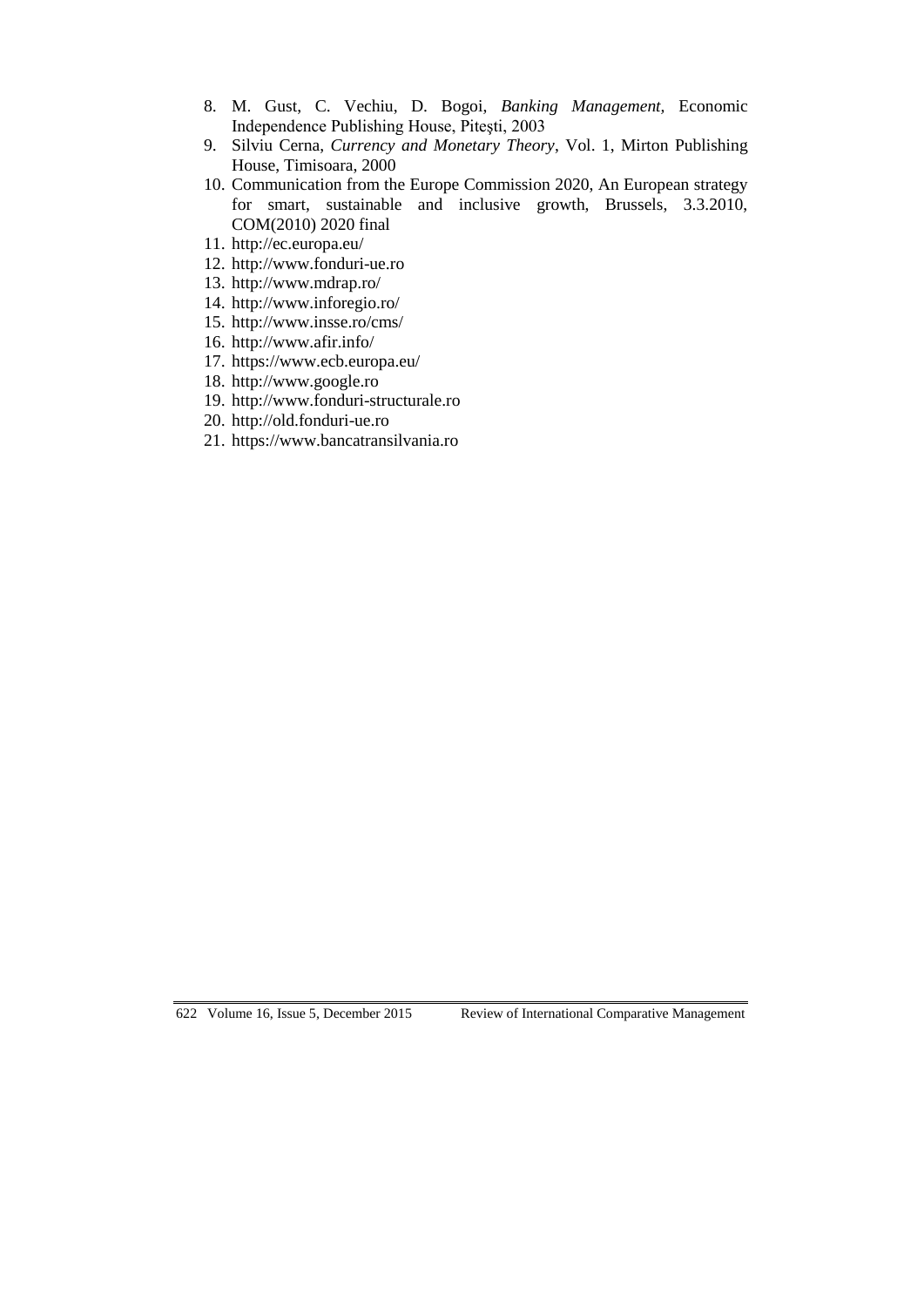8. M. Gust, C. Vechiu, D. Bogoi, *Banking Management,* Economic Independence Publishing House, Piteşti, 2003
9. Silviu Cerna, *Currency and Monetary Theory*, Vol. 1, Mirton Publishing House, Timisoara, 2000
10. Communication from the Europe Commission 2020, An European strategy for smart, sustainable and inclusive growth, Brussels, 3.3.2010, COM(2010) 2020 final
11. http://ec.europa.eu/
12. http://www.fonduri-ue.ro
13. http://www.mdrap.ro/
14. http://www.inforegio.ro/
15. http://www.insse.ro/cms/
16. http://www.afir.info/
17. https://www.ecb.europa.eu/
18. http://www.google.ro
19. http://www.fonduri-structurale.ro
20. http://old.fonduri-ue.ro
21. https://www.bancatransilvania.ro